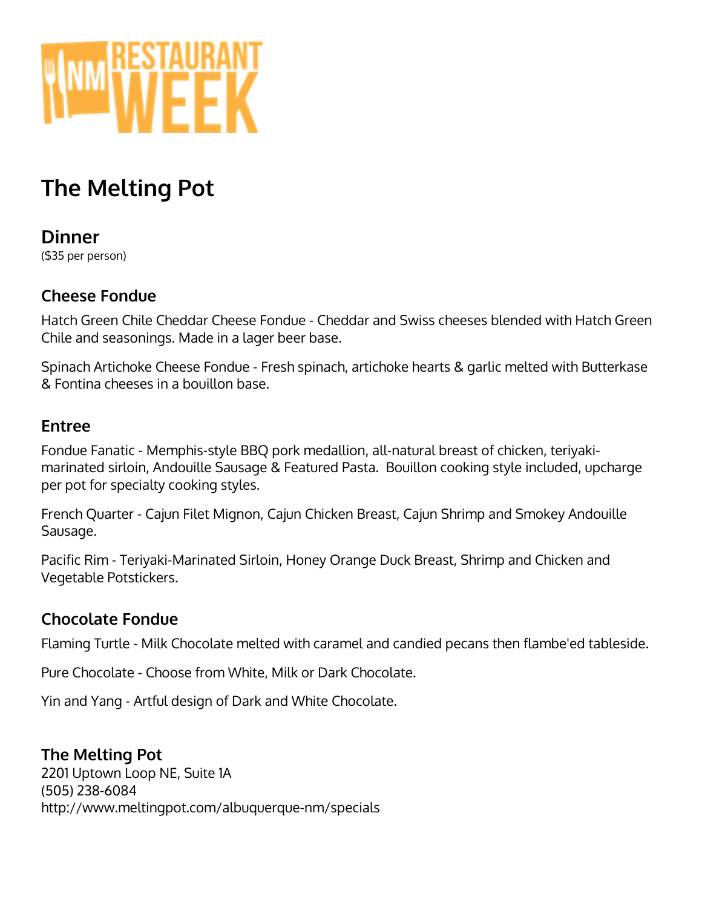# The Melting Pot

## Dinner

($35 per person)

### Cheese Fondue

Hatch Green Chile Cheddar Cheese Fondue - Cheddar and Swiss cheeses blended with Hatch Green Chile and seasonings. Made in a lager beer base.

Spinach Artichoke Cheese Fondue - Fresh spinach, artichoke hearts & garlic melted with Butterkase & Fontina cheeses in a bouillon base.

### Entree

Fondue Fanatic - Memphis-style BBQ pork medallion, all-natural breast of chicken, teriyaki-marinated sirloin, Andouille Sausage & Featured Pasta. Bouillon cooking style included, upcharge per pot for specialty cooking styles.

French Quarter - Cajun Filet Mignon, Cajun Chicken Breast, Cajun Shrimp and Smokey Andouille Sausage.

Pacific Rim - Teriyaki-Marinated Sirloin, Honey Orange Duck Breast, Shrimp and Chicken and Vegetable Potstickers.

### Chocolate Fondue

Flaming Turtle - Milk Chocolate melted with caramel and candied pecans then flambe'ed tableside.

Pure Chocolate - Choose from White, Milk or Dark Chocolate.

Yin and Yang - Artful design of Dark and White Chocolate.

### The Melting Pot

2201 Uptown Loop NE, Suite 1A
(505) 238-6084
http://www.meltingpot.com/albuquerque-nm/specials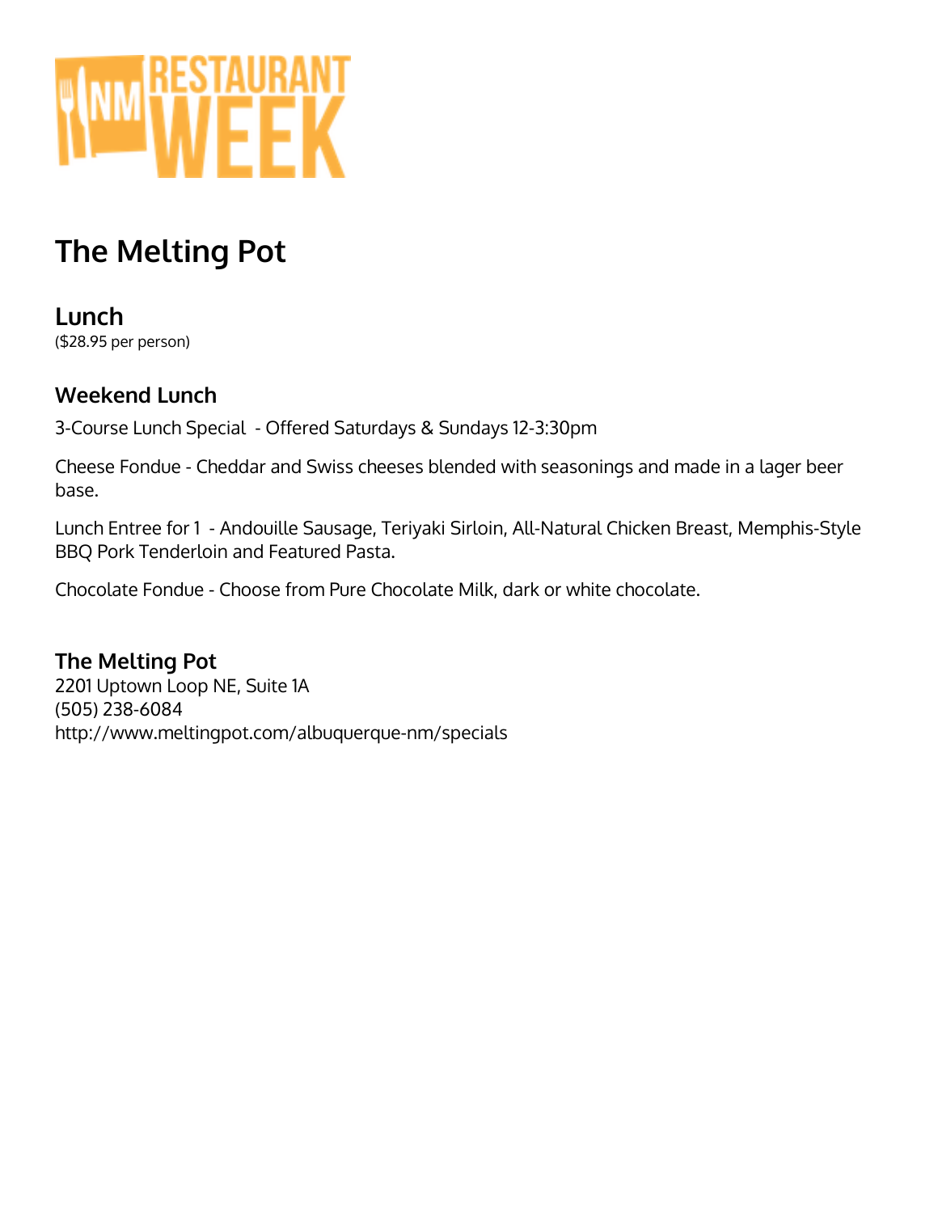# The Melting Pot

## Lunch

($28.95 per person)

### Weekend Lunch

3-Course Lunch Special - Offered Saturdays & Sundays 12-3:30pm

Cheese Fondue - Cheddar and Swiss cheeses blended with seasonings and made in a lager beer base.

Lunch Entree for 1 - Andouille Sausage, Teriyaki Sirloin, All-Natural Chicken Breast, Memphis-Style BBQ Pork Tenderloin and Featured Pasta.

Chocolate Fondue - Choose from Pure Chocolate Milk, dark or white chocolate.

### The Melting Pot

2201 Uptown Loop NE, Suite 1A
(505) 238-6084
http://www.meltingpot.com/albuquerque-nm/specials